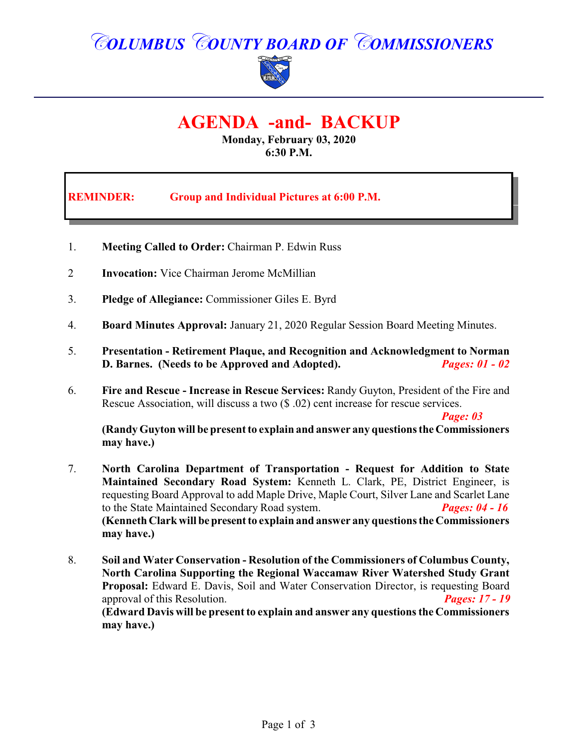# COLUMBUS COUNTY BOARD OF COMMISSIONERS

## AGENDA -and- BACKUP

**Monday, February 03, 2020**
**6:30 P.M.**

**REMINDER: Group and Individual Pictures at 6:00 P.M.**

1. **Meeting Called to Order:** Chairman P. Edwin Russ

2 **Invocation:** Vice Chairman Jerome McMillian

3. **Pledge of Allegiance:** Commissioner Giles E. Byrd

4. **Board Minutes Approval:** January 21, 2020 Regular Session Board Meeting Minutes.

5. **Presentation - Retirement Plaque, and Recognition and Acknowledgment to Norman D. Barnes. (Needs to be Approved and Adopted).** ***Pages: 01 - 02***

6. **Fire and Rescue - Increase in Rescue Services:** Randy Guyton, President of the Fire and Rescue Association, will discuss a two ($ .02) cent increase for rescue services. ***Page: 03***
   **(Randy Guyton will be present to explain and answer any questions the Commissioners may have.)**

7. **North Carolina Department of Transportation - Request for Addition to State Maintained Secondary Road System:** Kenneth L. Clark, PE, District Engineer, is requesting Board Approval to add Maple Drive, Maple Court, Silver Lane and Scarlet Lane to the State Maintained Secondary Road system. ***Pages: 04 - 16***
   **(Kenneth Clark will be present to explain and answer any questions the Commissioners may have.)**

8. **Soil and Water Conservation - Resolution of the Commissioners of Columbus County, North Carolina Supporting the Regional Waccamaw River Watershed Study Grant Proposal:** Edward E. Davis, Soil and Water Conservation Director, is requesting Board approval of this Resolution. ***Pages: 17 - 19***
   **(Edward Davis will be present to explain and answer any questions the Commissioners may have.)**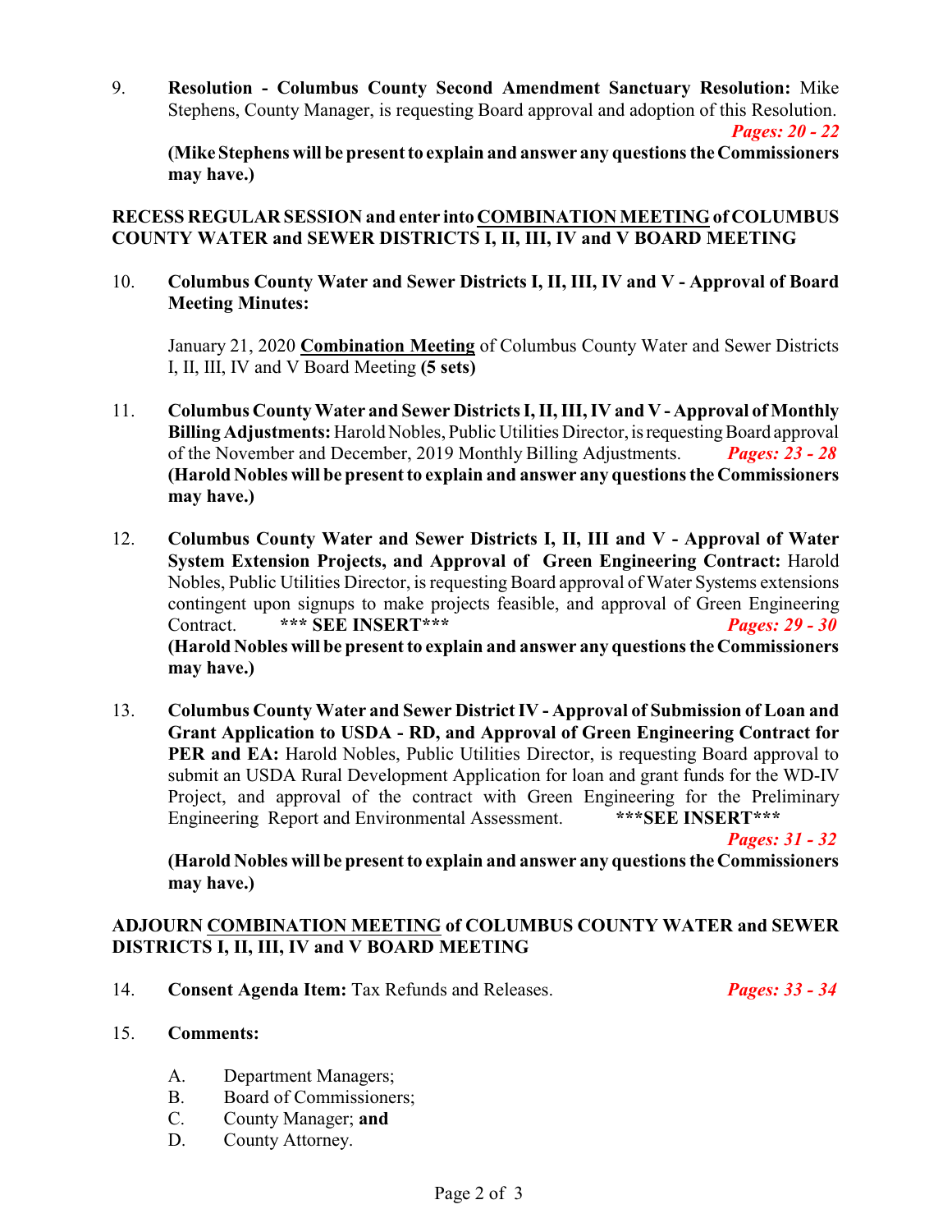9. **Resolution - Columbus County Second Amendment Sanctuary Resolution:** Mike Stephens, County Manager, is requesting Board approval and adoption of this Resolution. ***Pages: 20 - 22***
**(Mike Stephens will be present to explain and answer any questions the Commissioners may have.)**

**RECESS REGULAR SESSION and enter into <u>COMBINATION MEETING</u> of COLUMBUS COUNTY WATER and SEWER DISTRICTS I, II, III, IV and V BOARD MEETING**

10. **Columbus County Water and Sewer Districts I, II, III, IV and V - Approval of Board Meeting Minutes:**

    January 21, 2020 **<u>Combination Meeting</u>** of Columbus County Water and Sewer Districts I, II, III, IV and V Board Meeting **(5 sets)**

11. **Columbus County Water and Sewer Districts I, II, III, IV and V - Approval of Monthly Billing Adjustments:** Harold Nobles, Public Utilities Director, is requesting Board approval of the November and December, 2019 Monthly Billing Adjustments. ***Pages: 23 - 28***
**(Harold Nobles will be present to explain and answer any questions the Commissioners may have.)**

12. **Columbus County Water and Sewer Districts I, II, III and V - Approval of Water System Extension Projects, and Approval of Green Engineering Contract:** Harold Nobles, Public Utilities Director, is requesting Board approval of Water Systems extensions contingent upon signups to make projects feasible, and approval of Green Engineering Contract. **\*\*\* SEE INSERT\*\*\*** ***Pages: 29 - 30***
**(Harold Nobles will be present to explain and answer any questions the Commissioners may have.)**

13. **Columbus County Water and Sewer District IV - Approval of Submission of Loan and Grant Application to USDA - RD, and Approval of Green Engineering Contract for PER and EA:** Harold Nobles, Public Utilities Director, is requesting Board approval to submit an USDA Rural Development Application for loan and grant funds for the WD-IV Project, and approval of the contract with Green Engineering for the Preliminary Engineering Report and Environmental Assessment. **\*\*\*SEE INSERT\*\*\*** ***Pages: 31 - 32***
**(Harold Nobles will be present to explain and answer any questions the Commissioners may have.)**

**ADJOURN <u>COMBINATION MEETING</u> of COLUMBUS COUNTY WATER and SEWER DISTRICTS I, II, III, IV and V BOARD MEETING**

14. **Consent Agenda Item:** Tax Refunds and Releases. ***Pages: 33 - 34***

15. **Comments:**

    A. Department Managers;
    B. Board of Commissioners;
    C. County Manager; **and**
    D. County Attorney.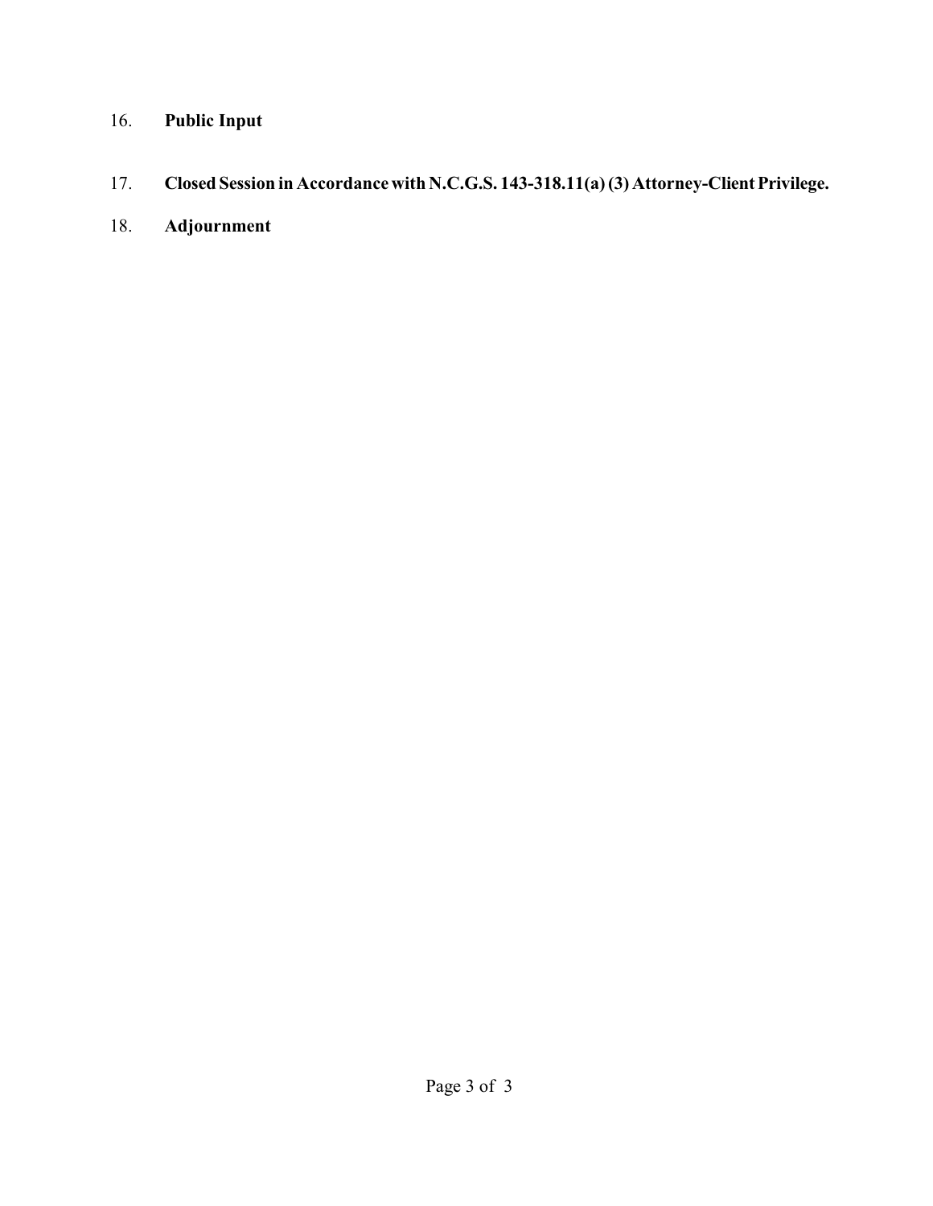16. **Public Input**

17. **Closed Session in Accordance with N.C.G.S. 143-318.11(a) (3) Attorney-Client Privilege.**

18. **Adjournment**